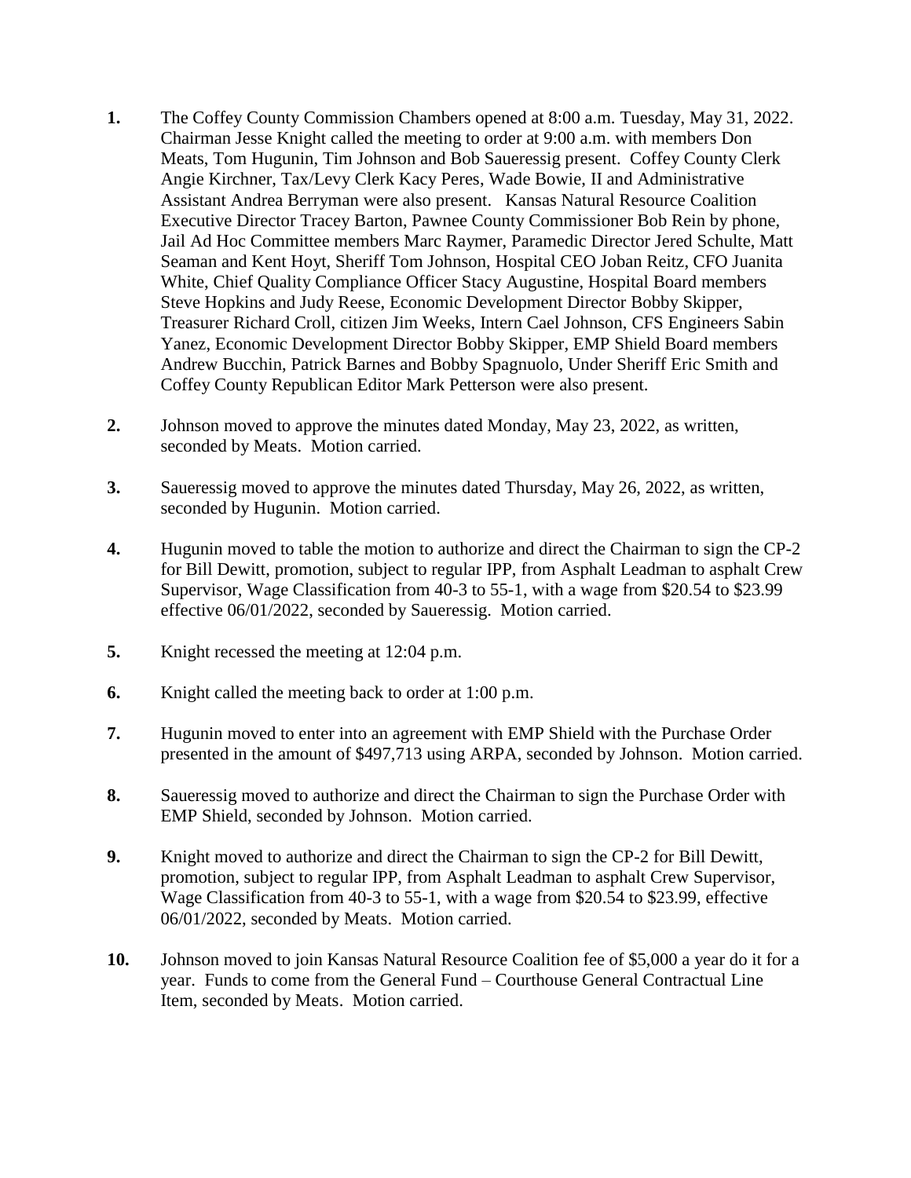1. The Coffey County Commission Chambers opened at 8:00 a.m. Tuesday, May 31, 2022. Chairman Jesse Knight called the meeting to order at 9:00 a.m. with members Don Meats, Tom Hugunin, Tim Johnson and Bob Saueressig present. Coffey County Clerk Angie Kirchner, Tax/Levy Clerk Kacy Peres, Wade Bowie, II and Administrative Assistant Andrea Berryman were also present. Kansas Natural Resource Coalition Executive Director Tracey Barton, Pawnee County Commissioner Bob Rein by phone, Jail Ad Hoc Committee members Marc Raymer, Paramedic Director Jered Schulte, Matt Seaman and Kent Hoyt, Sheriff Tom Johnson, Hospital CEO Joban Reitz, CFO Juanita White, Chief Quality Compliance Officer Stacy Augustine, Hospital Board members Steve Hopkins and Judy Reese, Economic Development Director Bobby Skipper, Treasurer Richard Croll, citizen Jim Weeks, Intern Cael Johnson, CFS Engineers Sabin Yanez, Economic Development Director Bobby Skipper, EMP Shield Board members Andrew Bucchin, Patrick Barnes and Bobby Spagnuolo, Under Sheriff Eric Smith and Coffey County Republican Editor Mark Petterson were also present.

2. Johnson moved to approve the minutes dated Monday, May 23, 2022, as written, seconded by Meats. Motion carried.

3. Saueressig moved to approve the minutes dated Thursday, May 26, 2022, as written, seconded by Hugunin. Motion carried.

4. Hugunin moved to table the motion to authorize and direct the Chairman to sign the CP-2 for Bill Dewitt, promotion, subject to regular IPP, from Asphalt Leadman to asphalt Crew Supervisor, Wage Classification from 40-3 to 55-1, with a wage from $20.54 to $23.99 effective 06/01/2022, seconded by Saueressig. Motion carried.

5. Knight recessed the meeting at 12:04 p.m.

6. Knight called the meeting back to order at 1:00 p.m.

7. Hugunin moved to enter into an agreement with EMP Shield with the Purchase Order presented in the amount of $497,713 using ARPA, seconded by Johnson. Motion carried.

8. Saueressig moved to authorize and direct the Chairman to sign the Purchase Order with EMP Shield, seconded by Johnson. Motion carried.

9. Knight moved to authorize and direct the Chairman to sign the CP-2 for Bill Dewitt, promotion, subject to regular IPP, from Asphalt Leadman to asphalt Crew Supervisor, Wage Classification from 40-3 to 55-1, with a wage from $20.54 to $23.99, effective 06/01/2022, seconded by Meats. Motion carried.

10. Johnson moved to join Kansas Natural Resource Coalition fee of $5,000 a year do it for a year. Funds to come from the General Fund – Courthouse General Contractual Line Item, seconded by Meats. Motion carried.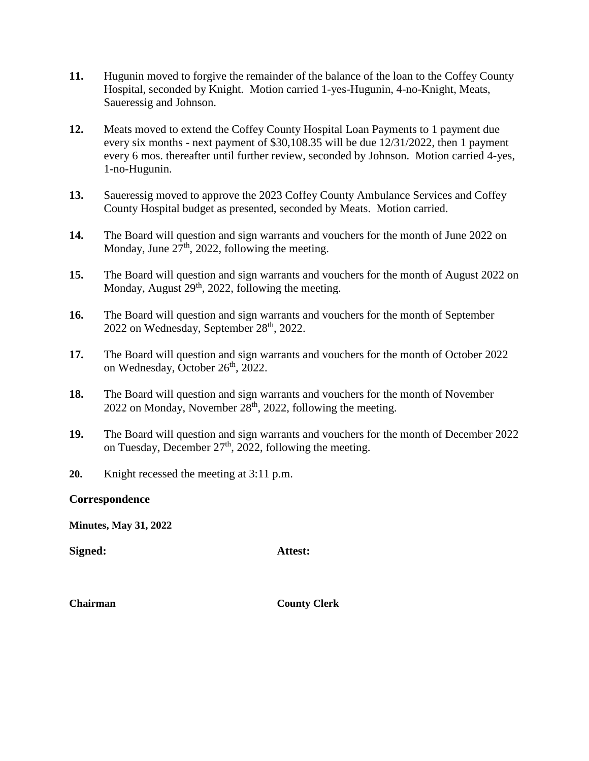**11.** Hugunin moved to forgive the remainder of the balance of the loan to the Coffey County Hospital, seconded by Knight. Motion carried 1-yes-Hugunin, 4-no-Knight, Meats, Saueressig and Johnson.

**12.** Meats moved to extend the Coffey County Hospital Loan Payments to 1 payment due every six months - next payment of $30,108.35 will be due 12/31/2022, then 1 payment every 6 mos. thereafter until further review, seconded by Johnson. Motion carried 4-yes, 1-no-Hugunin.

**13.** Saueressig moved to approve the 2023 Coffey County Ambulance Services and Coffey County Hospital budget as presented, seconded by Meats. Motion carried.

**14.** The Board will question and sign warrants and vouchers for the month of June 2022 on Monday, June 27th, 2022, following the meeting.

**15.** The Board will question and sign warrants and vouchers for the month of August 2022 on Monday, August 29th, 2022, following the meeting.

**16.** The Board will question and sign warrants and vouchers for the month of September 2022 on Wednesday, September 28th, 2022.

**17.** The Board will question and sign warrants and vouchers for the month of October 2022 on Wednesday, October 26th, 2022.

**18.** The Board will question and sign warrants and vouchers for the month of November 2022 on Monday, November 28th, 2022, following the meeting.

**19.** The Board will question and sign warrants and vouchers for the month of December 2022 on Tuesday, December 27th, 2022, following the meeting.

**20.** Knight recessed the meeting at 3:11 p.m.

**Correspondence**

**Minutes, May 31, 2022**

**Signed:** **Attest:**

**Chairman** **County Clerk**